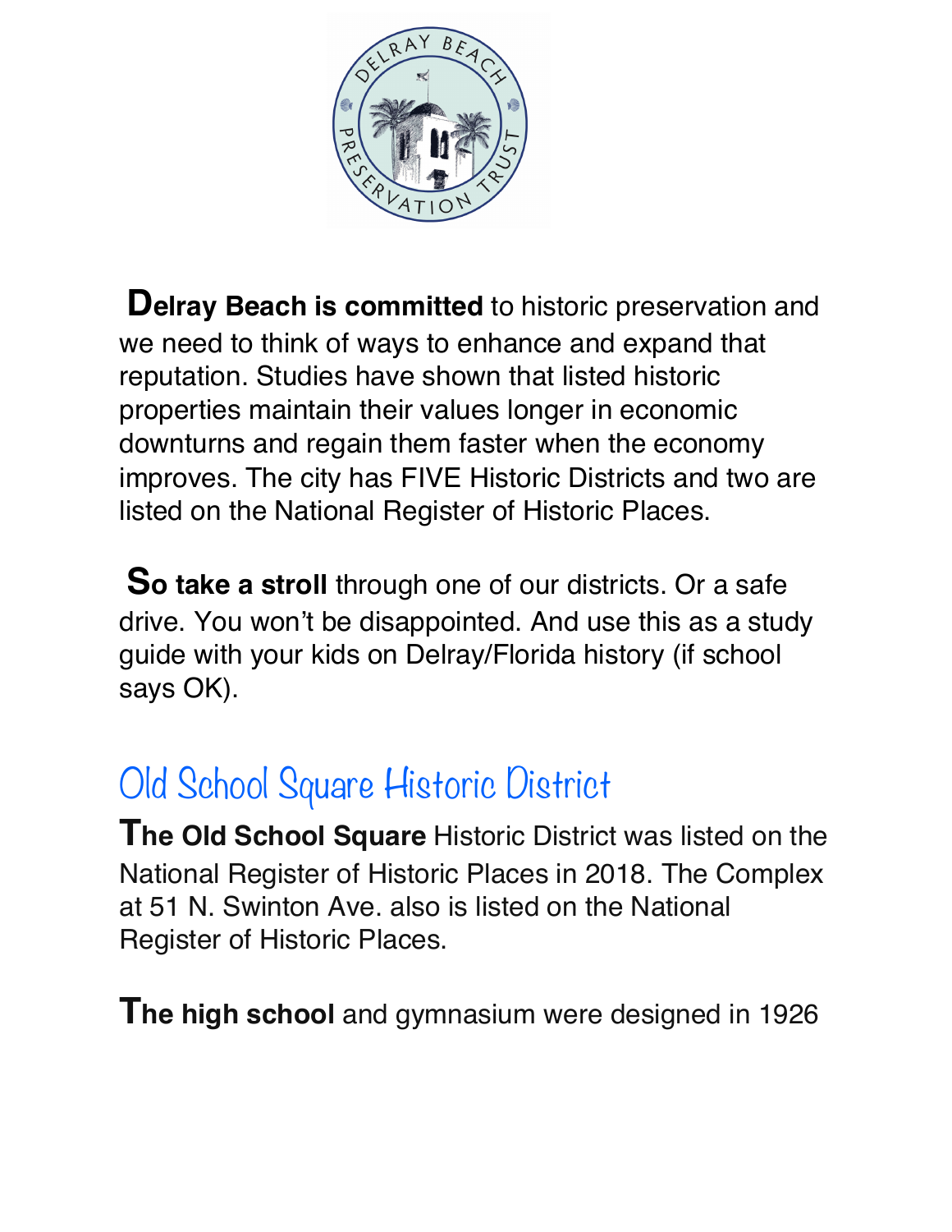**Delray Beach is committed** to historic preservation and we need to think of ways to enhance and expand that reputation. Studies have shown that listed historic properties maintain their values longer in economic downturns and regain them faster when the economy improves. The city has FIVE Historic Districts and two are listed on the National Register of Historic Places.

**So take a stroll** through one of our districts. Or a safe drive. You won't be disappointed. And use this as a study guide with your kids on Delray/Florida history (if school says OK).

## Old School Square Historic District

**The Old School Square** Historic District was listed on the National Register of Historic Places in 2018. The Complex at 51 N. Swinton Ave. also is listed on the National Register of Historic Places.

**The high school** and gymnasium were designed in 1926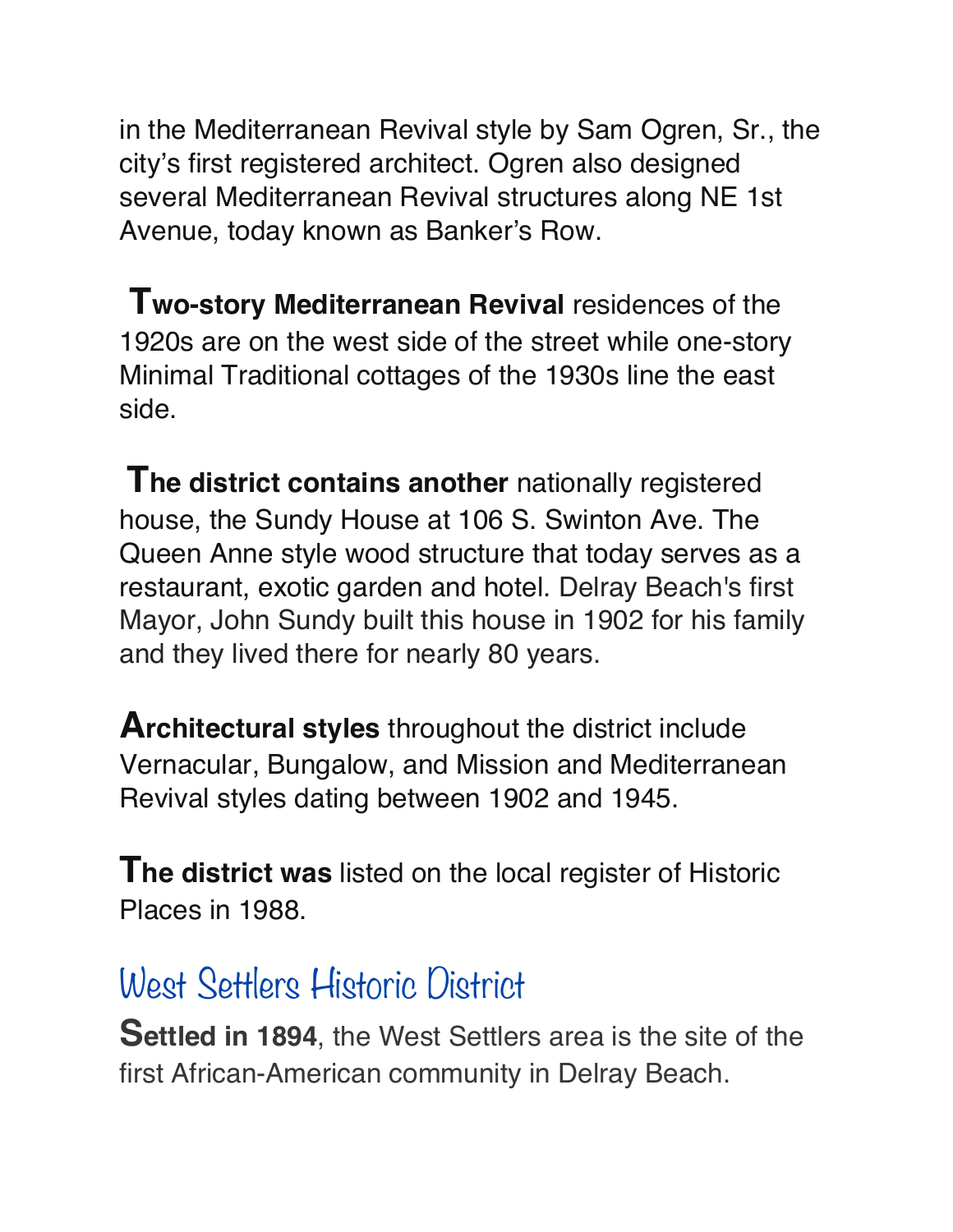in the Mediterranean Revival style by Sam Ogren, Sr., the city's first registered architect. Ogren also designed several Mediterranean Revival structures along NE 1st Avenue, today known as Banker's Row.

**Two-story Mediterranean Revival** residences of the 1920s are on the west side of the street while one-story Minimal Traditional cottages of the 1930s line the east side.

**The district contains another** nationally registered house, the Sundy House at 106 S. Swinton Ave. The Queen Anne style wood structure that today serves as a restaurant, exotic garden and hotel. Delray Beach's first Mayor, John Sundy built this house in 1902 for his family and they lived there for nearly 80 years.

**Architectural styles** throughout the district include Vernacular, Bungalow, and Mission and Mediterranean Revival styles dating between 1902 and 1945.

**The district was** listed on the local register of Historic Places in 1988.

## West Settlers Historic District

**Settled in 1894**, the West Settlers area is the site of the first African-American community in Delray Beach.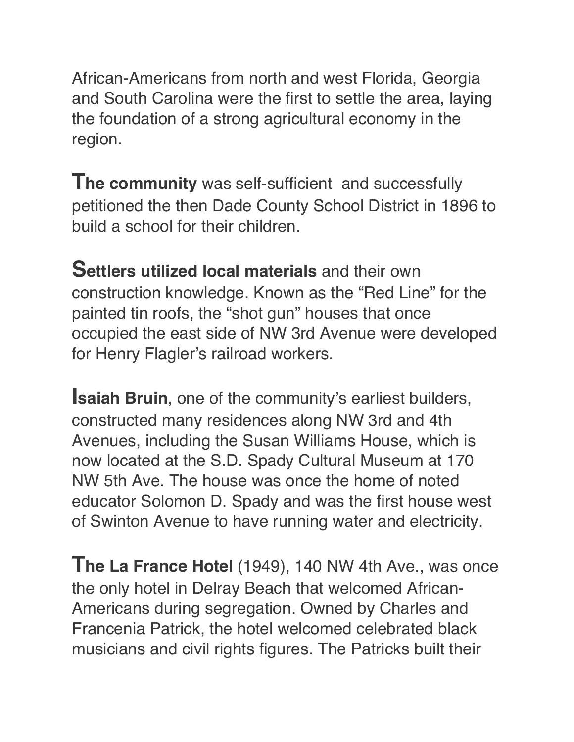African-Americans from north and west Florida, Georgia and South Carolina were the first to settle the area, laying the foundation of a strong agricultural economy in the region.

**The community** was self-sufficient and successfully petitioned the then Dade County School District in 1896 to build a school for their children.

**Settlers utilized local materials** and their own construction knowledge. Known as the “Red Line” for the painted tin roofs, the “shot gun” houses that once occupied the east side of NW 3rd Avenue were developed for Henry Flagler’s railroad workers.

**Isaiah Bruin**, one of the community’s earliest builders, constructed many residences along NW 3rd and 4th Avenues, including the Susan Williams House, which is now located at the S.D. Spady Cultural Museum at 170 NW 5th Ave. The house was once the home of noted educator Solomon D. Spady and was the first house west of Swinton Avenue to have running water and electricity.

**The La France Hotel** (1949), 140 NW 4th Ave., was once the only hotel in Delray Beach that welcomed African-Americans during segregation. Owned by Charles and Francenia Patrick, the hotel welcomed celebrated black musicians and civil rights figures. The Patricks built their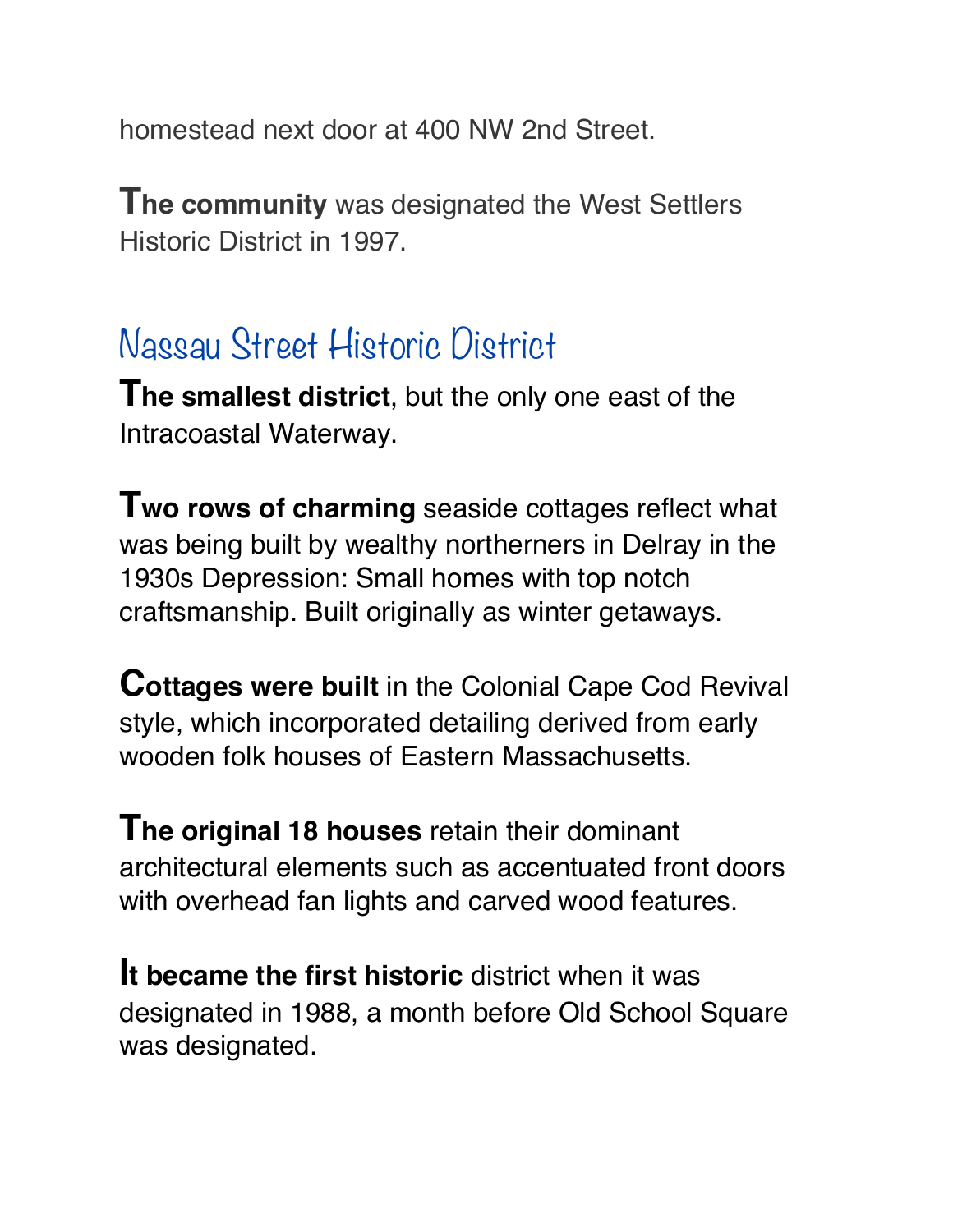homestead next door at 400 NW 2nd Street.

**The community** was designated the West Settlers Historic District in 1997.

## Nassau Street Historic District

**The smallest district**, but the only one east of the Intracoastal Waterway.

**Two rows of charming** seaside cottages reflect what was being built by wealthy northerners in Delray in the 1930s Depression: Small homes with top notch craftsmanship. Built originally as winter getaways.

**Cottages were built** in the Colonial Cape Cod Revival style, which incorporated detailing derived from early wooden folk houses of Eastern Massachusetts.

**The original 18 houses** retain their dominant architectural elements such as accentuated front doors with overhead fan lights and carved wood features.

**It became the first historic** district when it was designated in 1988, a month before Old School Square was designated.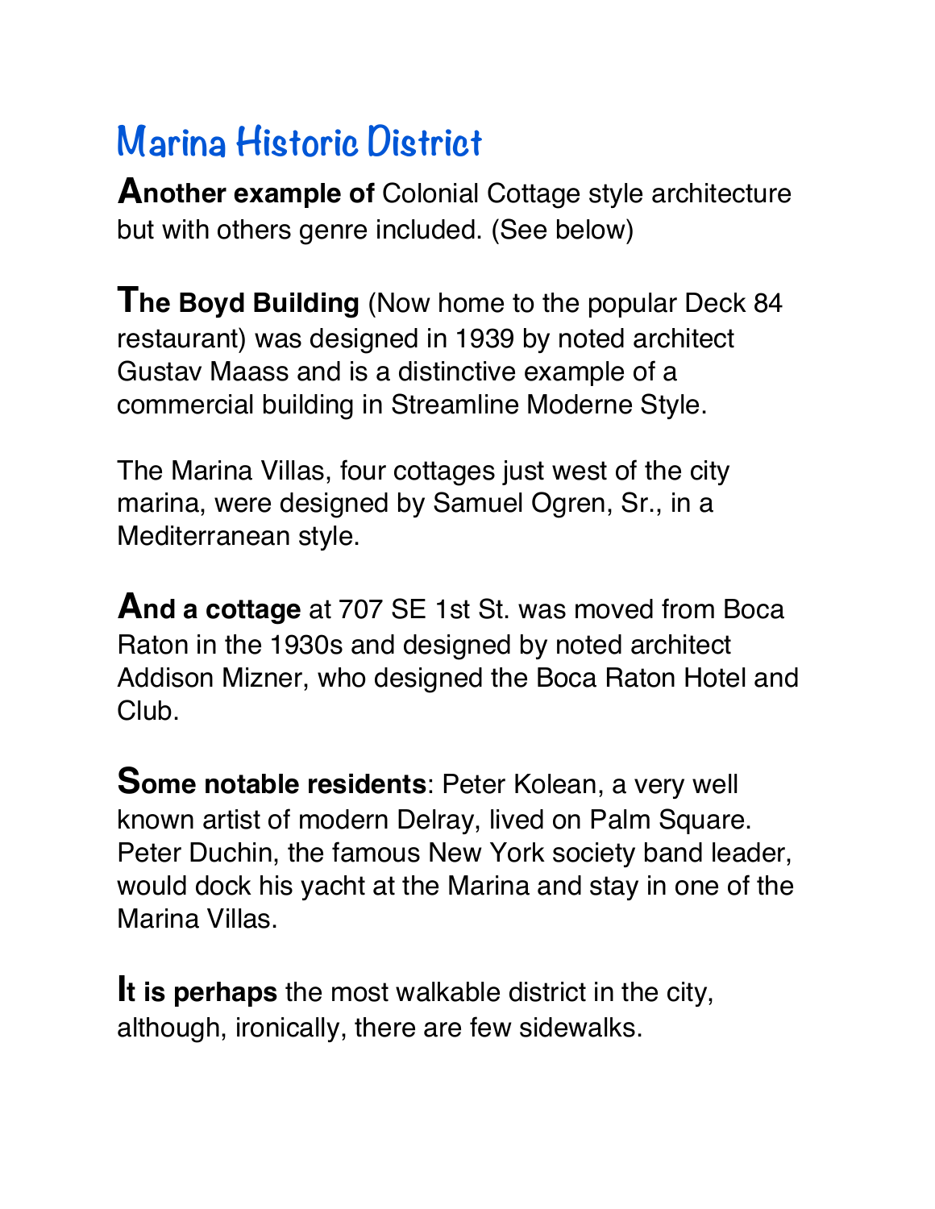# Marina Historic District

**Another example of** Colonial Cottage style architecture but with others genre included. (See below)

**The Boyd Building** (Now home to the popular Deck 84 restaurant) was designed in 1939 by noted architect Gustav Maass and is a distinctive example of a commercial building in Streamline Moderne Style.

The Marina Villas, four cottages just west of the city marina, were designed by Samuel Ogren, Sr., in a Mediterranean style.

**And a cottage** at 707 SE 1st St. was moved from Boca Raton in the 1930s and designed by noted architect Addison Mizner, who designed the Boca Raton Hotel and Club.

**Some notable residents**: Peter Kolean, a very well known artist of modern Delray, lived on Palm Square. Peter Duchin, the famous New York society band leader, would dock his yacht at the Marina and stay in one of the Marina Villas.

**It is perhaps** the most walkable district in the city, although, ironically, there are few sidewalks.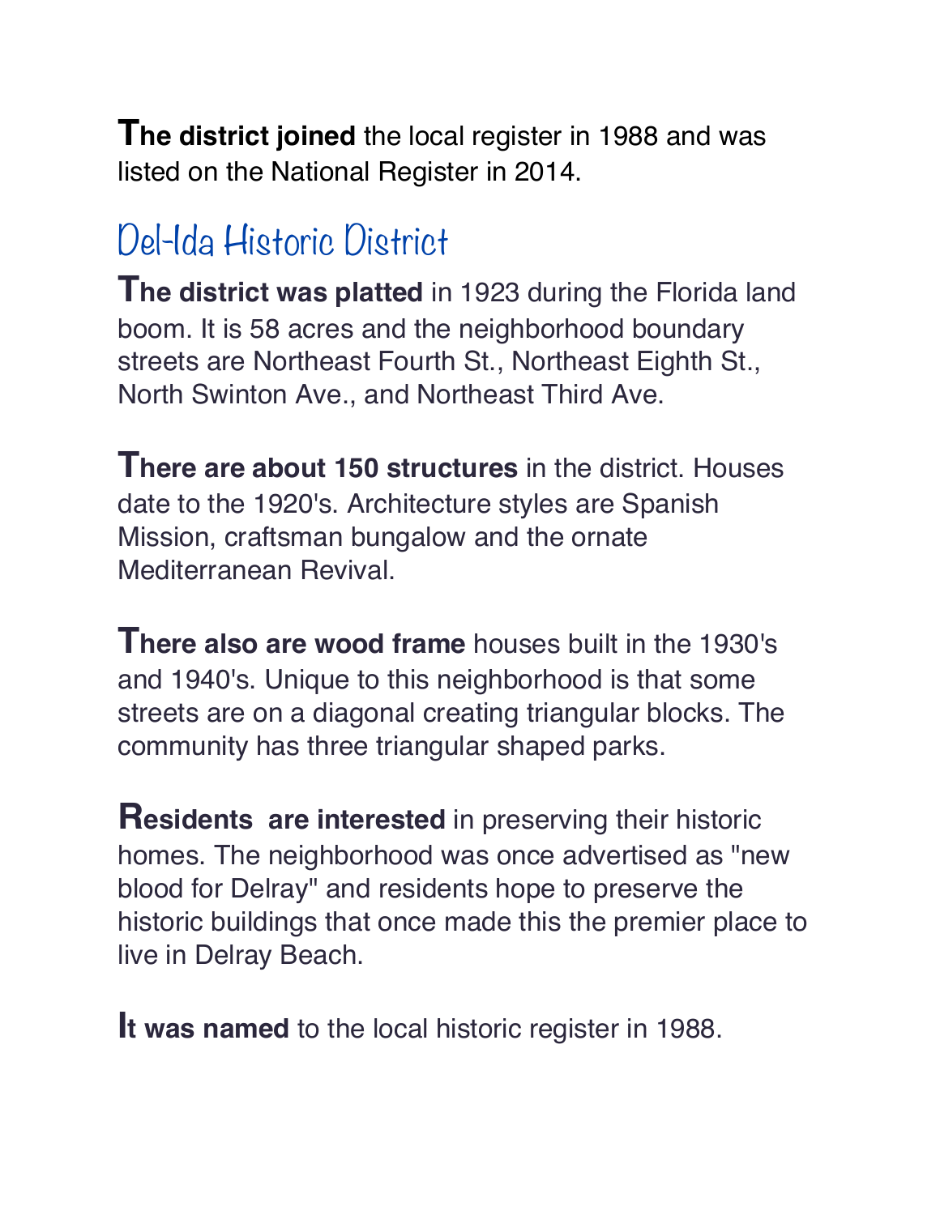**The district joined** the local register in 1988 and was listed on the National Register in 2014.

## Del-Ida Historic District

**The district was platted** in 1923 during the Florida land boom. It is 58 acres and the neighborhood boundary streets are Northeast Fourth St., Northeast Eighth St., North Swinton Ave., and Northeast Third Ave.

**There are about 150 structures** in the district. Houses date to the 1920's. Architecture styles are Spanish Mission, craftsman bungalow and the ornate Mediterranean Revival.

**There also are wood frame** houses built in the 1930's and 1940's. Unique to this neighborhood is that some streets are on a diagonal creating triangular blocks. The community has three triangular shaped parks.

**Residents are interested** in preserving their historic homes. The neighborhood was once advertised as "new blood for Delray" and residents hope to preserve the historic buildings that once made this the premier place to live in Delray Beach.

**It was named** to the local historic register in 1988.